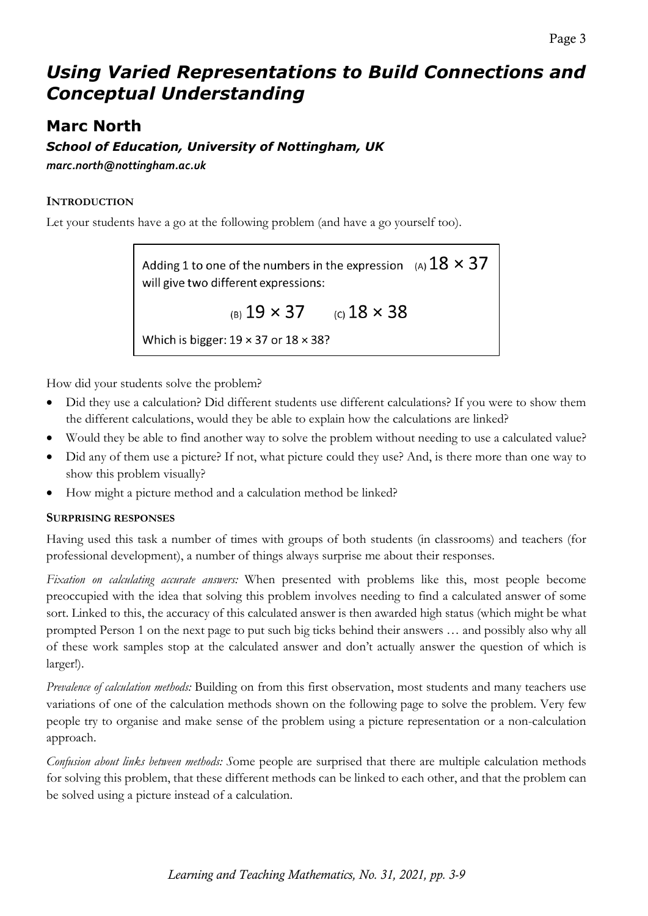// Page 3 header and footer omitted

# *Using Varied Representations to Build Connections and Conceptual Understanding*

## Marc North

***School of Education, University of Nottingham, UK***

*marc.north@nottingham.ac.uk*

### INTRODUCTION

Let your students have a go at the following problem (and have a go yourself too).

> Adding 1 to one of the numbers in the expression (A) $18 \times 37$ will give two different expressions:
>
> (B) $19 \times 37$ (C) $18 \times 38$
>
> Which is bigger: $19 \times 37$ or $18 \times 38$?

How did your students solve the problem?

- Did they use a calculation? Did different students use different calculations? If you were to show them the different calculations, would they be able to explain how the calculations are linked?
- Would they be able to find another way to solve the problem without needing to use a calculated value?
- Did any of them use a picture? If not, what picture could they use? And, is there more than one way to show this problem visually?
- How might a picture method and a calculation method be linked?

### SURPRISING RESPONSES

Having used this task a number of times with groups of both students (in classrooms) and teachers (for professional development), a number of things always surprise me about their responses.

*Fixation on calculating accurate answers:* When presented with problems like this, most people become preoccupied with the idea that solving this problem involves needing to find a calculated answer of some sort. Linked to this, the accuracy of this calculated answer is then awarded high status (which might be what prompted Person 1 on the next page to put such big ticks behind their answers … and possibly also why all of these work samples stop at the calculated answer and don't actually answer the question of which is larger!).

*Prevalence of calculation methods:* Building on from this first observation, most students and many teachers use variations of one of the calculation methods shown on the following page to solve the problem. Very few people try to organise and make sense of the problem using a picture representation or a non-calculation approach.

*Confusion about links between methods: S*ome people are surprised that there are multiple calculation methods for solving this problem, that these different methods can be linked to each other, and that the problem can be solved using a picture instead of a calculation.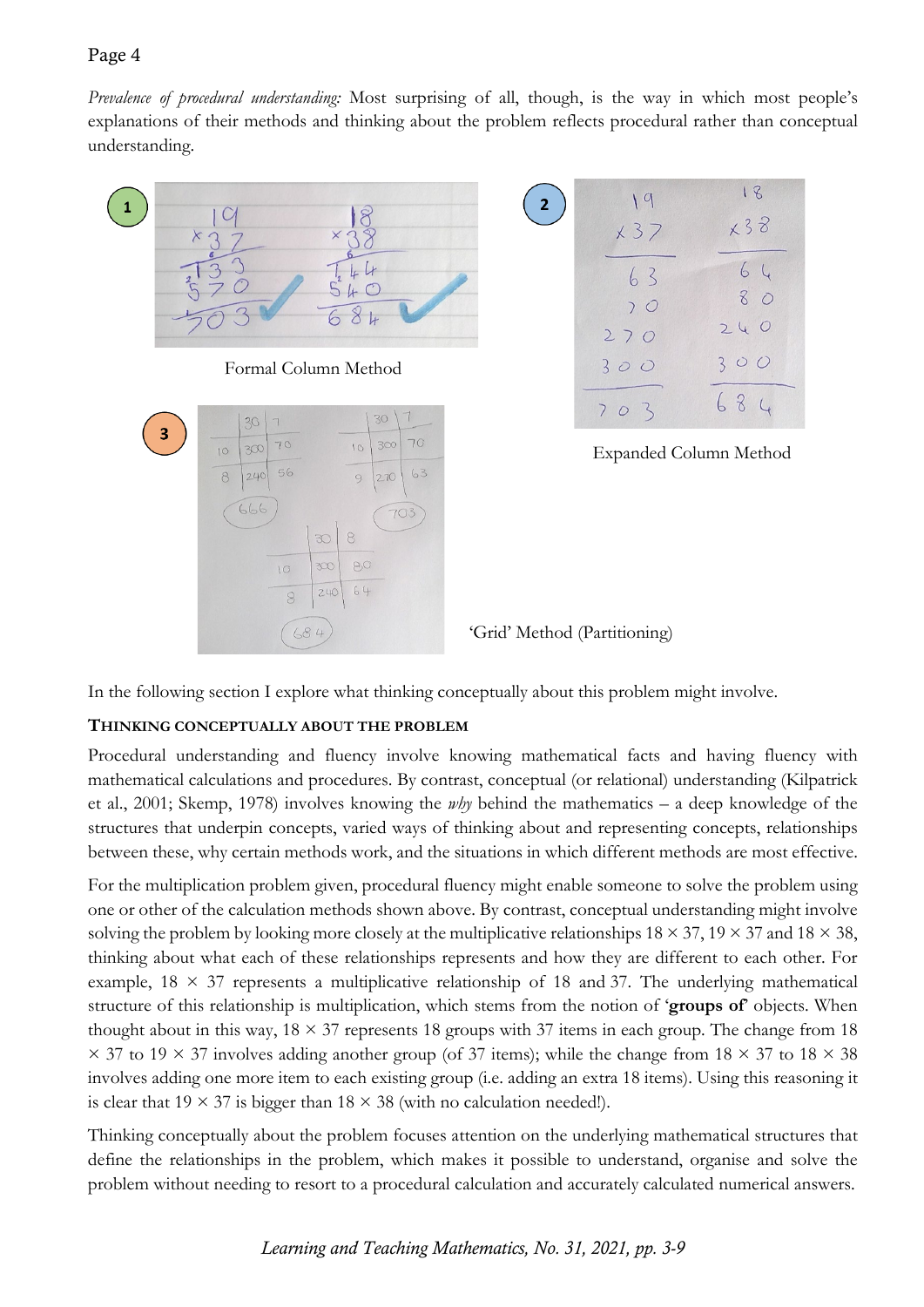*Prevalence of procedural understanding:* Most surprising of all, though, is the way in which most people's explanations of their methods and thinking about the problem reflects procedural rather than conceptual understanding.

Formal Column Method

Expanded Column Method

'Grid' Method (Partitioning)

In the following section I explore what thinking conceptually about this problem might involve.

## THINKING CONCEPTUALLY ABOUT THE PROBLEM

Procedural understanding and fluency involve knowing mathematical facts and having fluency with mathematical calculations and procedures. By contrast, conceptual (or relational) understanding (Kilpatrick et al., 2001; Skemp, 1978) involves knowing the *why* behind the mathematics – a deep knowledge of the structures that underpin concepts, varied ways of thinking about and representing concepts, relationships between these, why certain methods work, and the situations in which different methods are most effective.

For the multiplication problem given, procedural fluency might enable someone to solve the problem using one or other of the calculation methods shown above. By contrast, conceptual understanding might involve solving the problem by looking more closely at the multiplicative relationships $18 \times 37$, $19 \times 37$ and $18 \times 38$, thinking about what each of these relationships represents and how they are different to each other. For example, $18 \times 37$ represents a multiplicative relationship of 18 and 37. The underlying mathematical structure of this relationship is multiplication, which stems from the notion of '**groups of**' objects. When thought about in this way, $18 \times 37$ represents 18 groups with 37 items in each group. The change from $18 \times 37$ to $19 \times 37$ involves adding another group (of 37 items); while the change from $18 \times 37$ to $18 \times 38$ involves adding one more item to each existing group (i.e. adding an extra 18 items). Using this reasoning it is clear that $19 \times 37$ is bigger than $18 \times 38$ (with no calculation needed!).

Thinking conceptually about the problem focuses attention on the underlying mathematical structures that define the relationships in the problem, which makes it possible to understand, organise and solve the problem without needing to resort to a procedural calculation and accurately calculated numerical answers.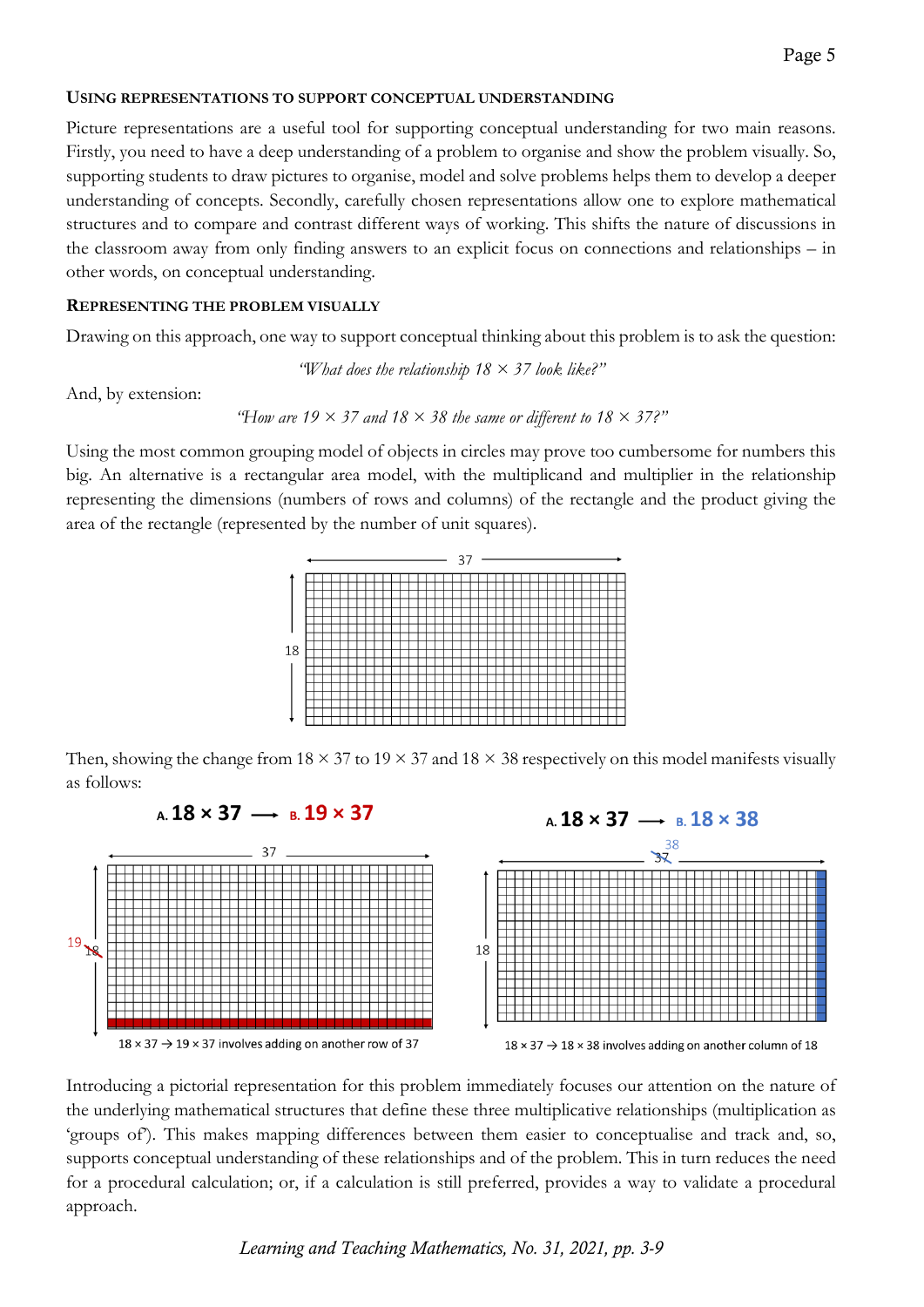### Using representations to support conceptual understanding

Picture representations are a useful tool for supporting conceptual understanding for two main reasons. Firstly, you need to have a deep understanding of a problem to organise and show the problem visually. So, supporting students to draw pictures to organise, model and solve problems helps them to develop a deeper understanding of concepts. Secondly, carefully chosen representations allow one to explore mathematical structures and to compare and contrast different ways of working. This shifts the nature of discussions in the classroom away from only finding answers to an explicit focus on connections and relationships – in other words, on conceptual understanding.

### Representing the problem visually

Drawing on this approach, one way to support conceptual thinking about this problem is to ask the question:

*"What does the relationship 18 × 37 look like?"*

And, by extension:

*"How are 19 × 37 and 18 × 38 the same or different to 18 × 37?"*

Using the most common grouping model of objects in circles may prove too cumbersome for numbers this big. An alternative is a rectangular area model, with the multiplicand and multiplier in the relationship representing the dimensions (numbers of rows and columns) of the rectangle and the product giving the area of the rectangle (represented by the number of unit squares).

Then, showing the change from 18 × 37 to 19 × 37 and 18 × 38 respectively on this model manifests visually as follows:

A. 18 × 37 → B. 19 × 37

18 × 37 → 19 × 37 involves adding on another row of 37

A. 18 × 37 → B. 18 × 38

18 × 37 → 18 × 38 involves adding on another column of 18

Introducing a pictorial representation for this problem immediately focuses our attention on the nature of the underlying mathematical structures that define these three multiplicative relationships (multiplication as 'groups of'). This makes mapping differences between them easier to conceptualise and track and, so, supports conceptual understanding of these relationships and of the problem. This in turn reduces the need for a procedural calculation; or, if a calculation is still preferred, provides a way to validate a procedural approach.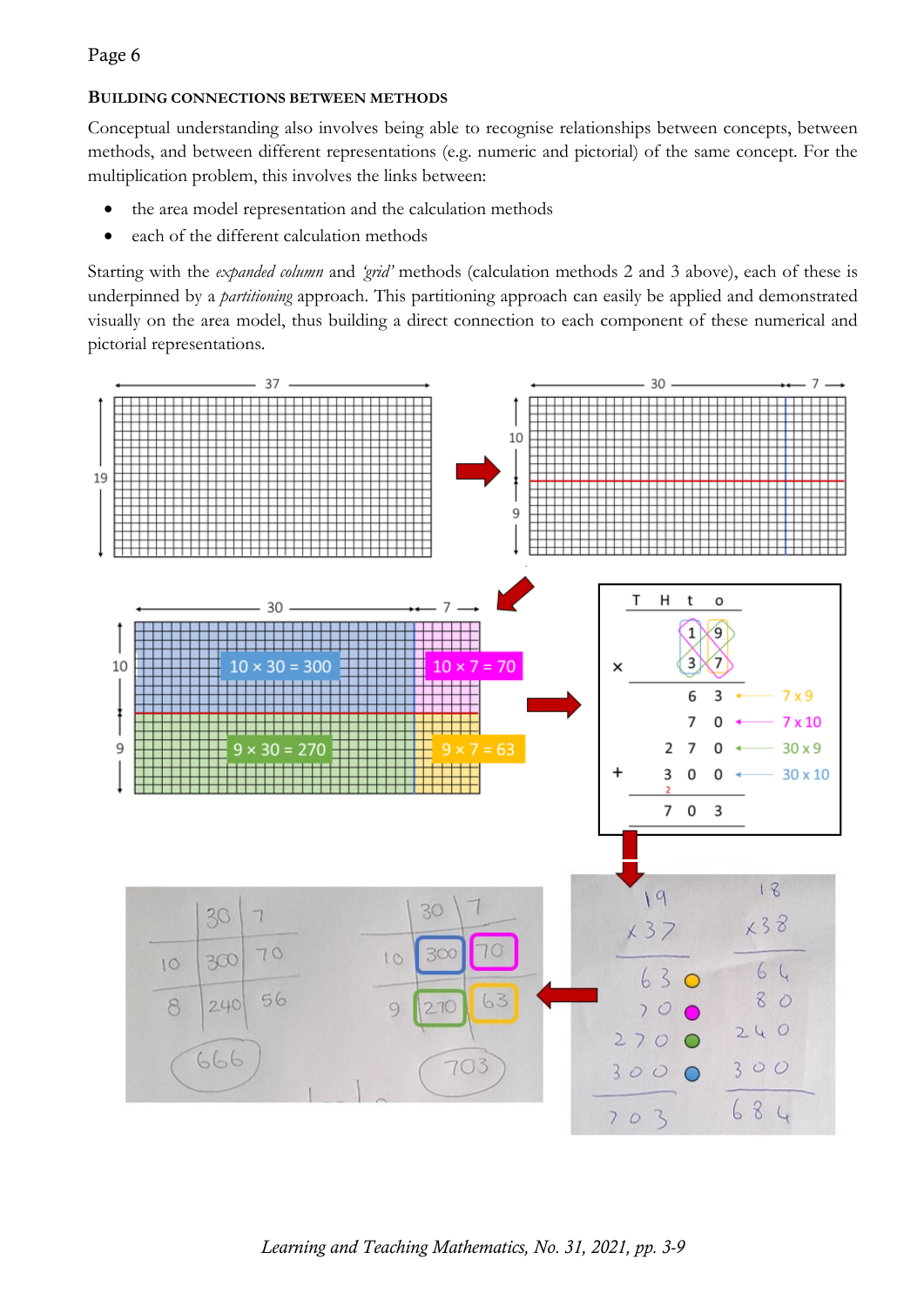### Building connections between methods

Conceptual understanding also involves being able to recognise relationships between concepts, between methods, and between different representations (e.g. numeric and pictorial) of the same concept. For the multiplication problem, this involves the links between:

- the area model representation and the calculation methods
- each of the different calculation methods

Starting with the *expanded column* and *'grid'* methods (calculation methods 2 and 3 above), each of these is underpinned by a *partitioning* approach. This partitioning approach can easily be applied and demonstrated visually on the area model, thus building a direct connection to each component of these numerical and pictorial representations.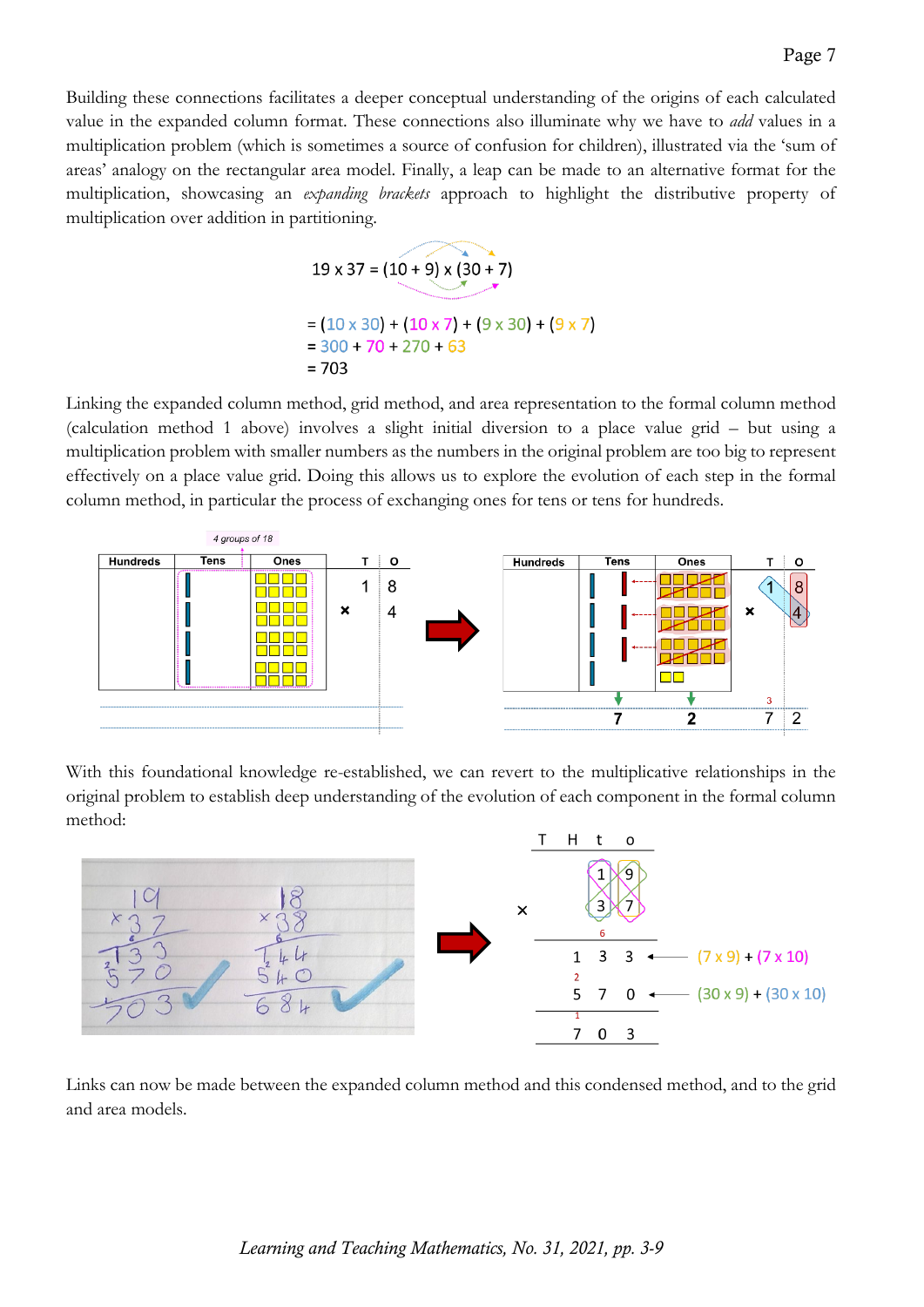Building these connections facilitates a deeper conceptual understanding of the origins of each calculated value in the expanded column format. These connections also illuminate why we have to *add* values in a multiplication problem (which is sometimes a source of confusion for children), illustrated via the 'sum of areas' analogy on the rectangular area model. Finally, a leap can be made to an alternative format for the multiplication, showcasing an *expanding brackets* approach to highlight the distributive property of multiplication over addition in partitioning.

$$19 \times 37 = (10 + 9) \times (30 + 7)$$

$$= (10 \times 30) + (10 \times 7) + (9 \times 30) + (9 \times 7)$$

$$= 300 + 70 + 270 + 63$$

$$= 703$$

Linking the expanded column method, grid method, and area representation to the formal column method (calculation method 1 above) involves a slight initial diversion to a place value grid – but using a multiplication problem with smaller numbers as the numbers in the original problem are too big to represent effectively on a place value grid. Doing this allows us to explore the evolution of each step in the formal column method, in particular the process of exchanging ones for tens or tens for hundreds.

With this foundational knowledge re-established, we can revert to the multiplicative relationships in the original problem to establish deep understanding of the evolution of each component in the formal column method:

| | T | H | t | o | |
|---|---|---|---|---|---|
| | | | 1 | 9 | |
| × | | | 3 | 7 | |
| | | 1 | 3 | 3 | ← (7 x 9) + (7 x 10) |
| | | 5 | 7 | 0 | ← (30 x 9) + (30 x 10) |
| | | 7 | 0 | 3 | |

Links can now be made between the expanded column method and this condensed method, and to the grid and area models.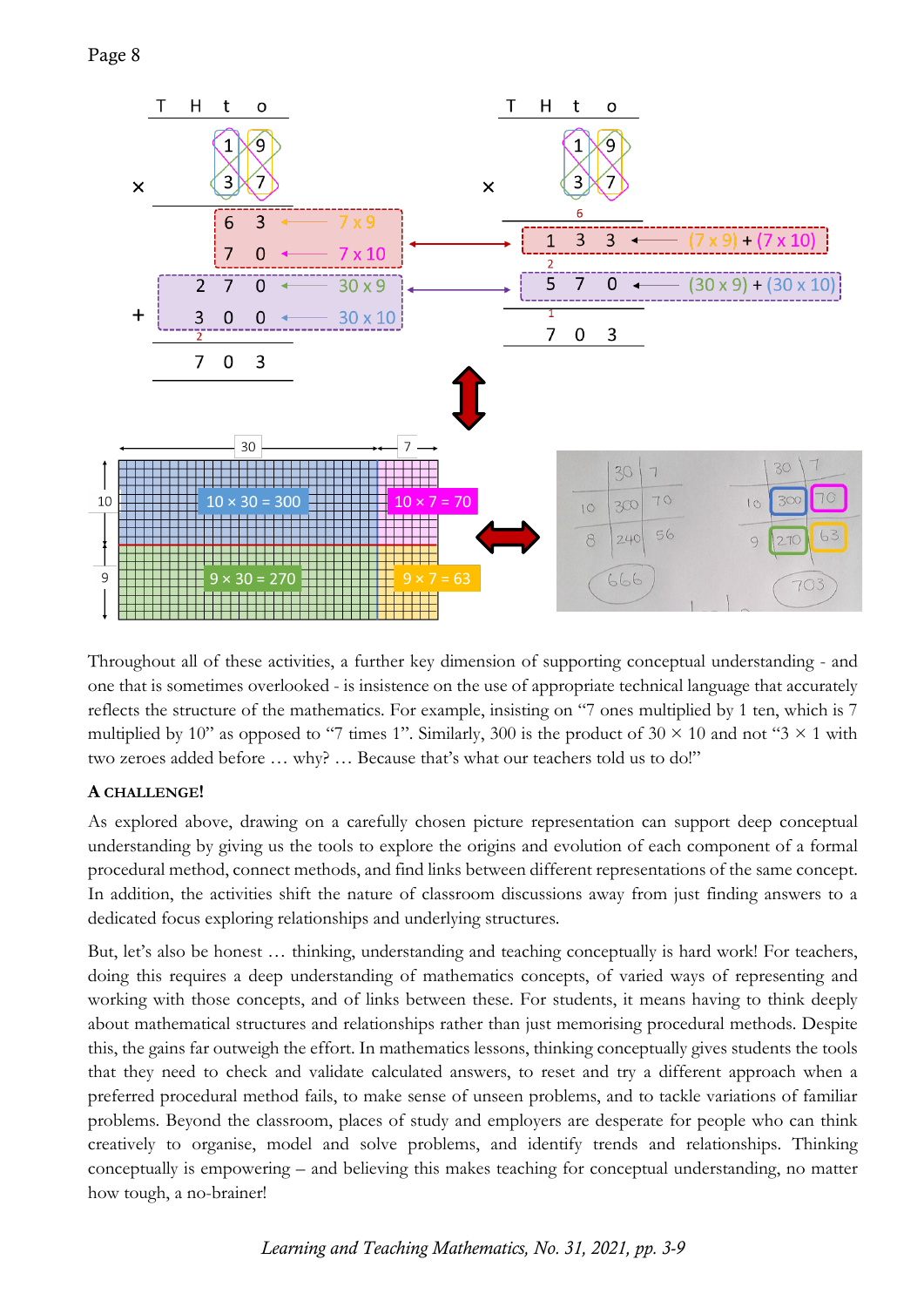Throughout all of these activities, a further key dimension of supporting conceptual understanding - and one that is sometimes overlooked - is insistence on the use of appropriate technical language that accurately reflects the structure of the mathematics. For example, insisting on "7 ones multiplied by 1 ten, which is 7 multiplied by 10" as opposed to "7 times 1". Similarly, 300 is the product of 30 × 10 and not "3 × 1 with two zeroes added before … why? … Because that's what our teachers told us to do!"

**A CHALLENGE!**

As explored above, drawing on a carefully chosen picture representation can support deep conceptual understanding by giving us the tools to explore the origins and evolution of each component of a formal procedural method, connect methods, and find links between different representations of the same concept. In addition, the activities shift the nature of classroom discussions away from just finding answers to a dedicated focus exploring relationships and underlying structures.

But, let's also be honest … thinking, understanding and teaching conceptually is hard work! For teachers, doing this requires a deep understanding of mathematics concepts, of varied ways of representing and working with those concepts, and of links between these. For students, it means having to think deeply about mathematical structures and relationships rather than just memorising procedural methods. Despite this, the gains far outweigh the effort. In mathematics lessons, thinking conceptually gives students the tools that they need to check and validate calculated answers, to reset and try a different approach when a preferred procedural method fails, to make sense of unseen problems, and to tackle variations of familiar problems. Beyond the classroom, places of study and employers are desperate for people who can think creatively to organise, model and solve problems, and identify trends and relationships. Thinking conceptually is empowering – and believing this makes teaching for conceptual understanding, no matter how tough, a no-brainer!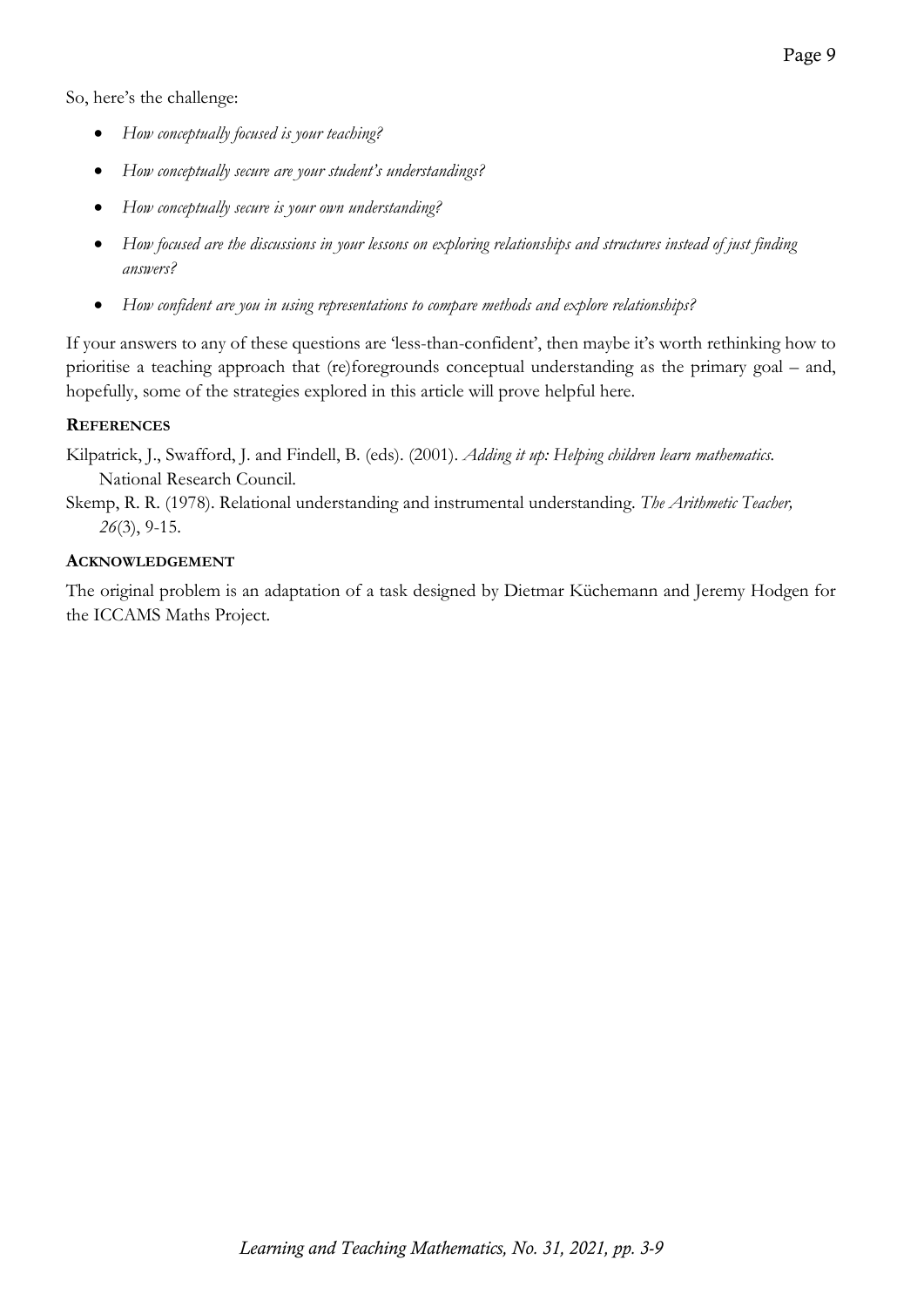So, here's the challenge:

- *How conceptually focused is your teaching?*
- *How conceptually secure are your student's understandings?*
- *How conceptually secure is your own understanding?*
- *How focused are the discussions in your lessons on exploring relationships and structures instead of just finding answers?*
- *How confident are you in using representations to compare methods and explore relationships?*

If your answers to any of these questions are 'less-than-confident', then maybe it's worth rethinking how to prioritise a teaching approach that (re)foregrounds conceptual understanding as the primary goal – and, hopefully, some of the strategies explored in this article will prove helpful here.

## References

Kilpatrick, J., Swafford, J. and Findell, B. (eds). (2001). *Adding it up: Helping children learn mathematics.* National Research Council.

Skemp, R. R. (1978). Relational understanding and instrumental understanding. *The Arithmetic Teacher, 26*(3), 9-15.

## Acknowledgement

The original problem is an adaptation of a task designed by Dietmar Küchemann and Jeremy Hodgen for the ICCAMS Maths Project.